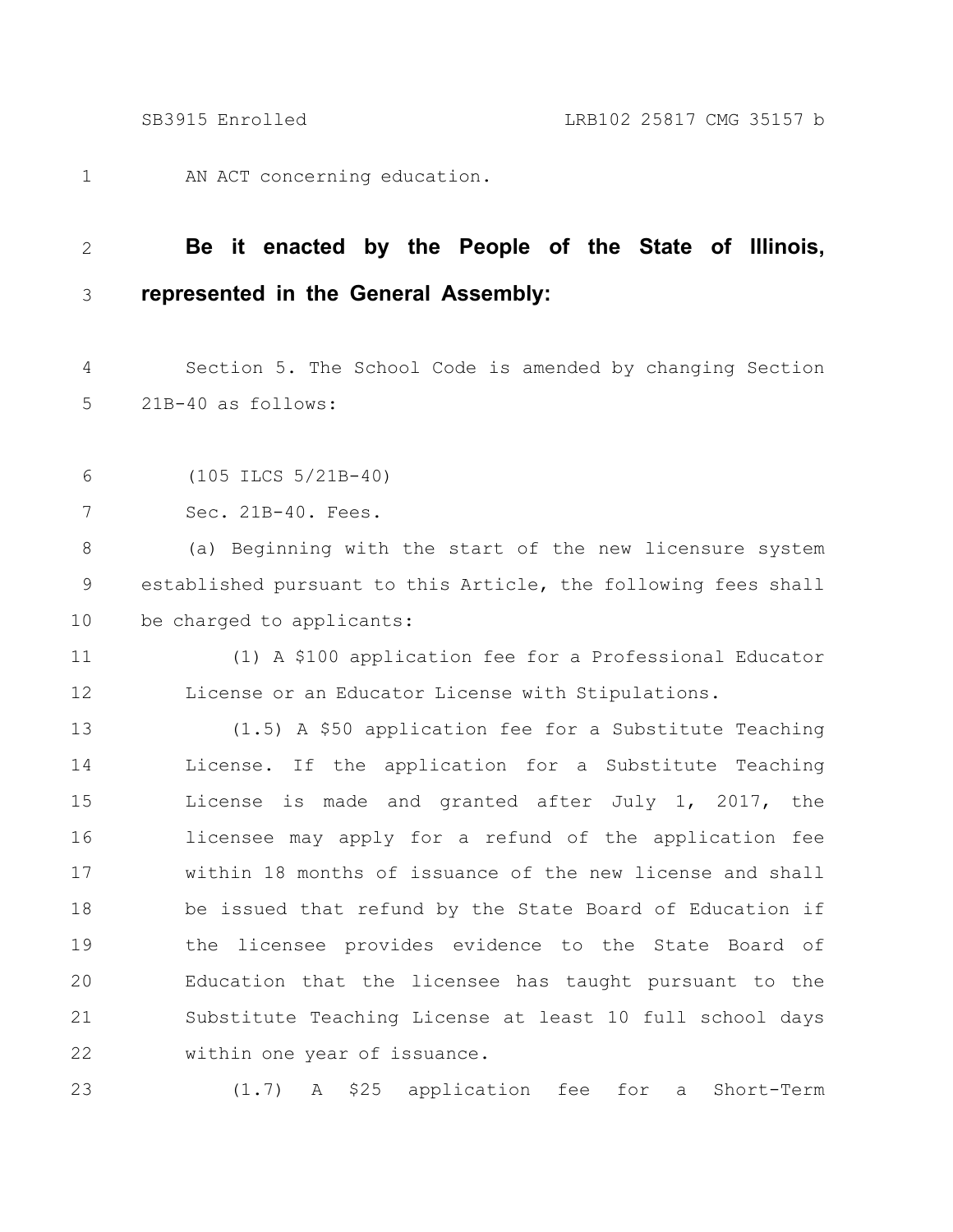AN ACT concerning education.

**Be it enacted by the People of the State of Illinois, represented in the General Assembly:**

Section 5. The School Code is amended by changing Section 21B-40 as follows:

(105 ILCS 5/21B-40)

Sec. 21B-40. Fees.

(a) Beginning with the start of the new licensure system established pursuant to this Article, the following fees shall be charged to applicants:

(1) A $100 application fee for a Professional Educator License or an Educator License with Stipulations.

(1.5) A $50 application fee for a Substitute Teaching License. If the application for a Substitute Teaching License is made and granted after July 1, 2017, the licensee may apply for a refund of the application fee within 18 months of issuance of the new license and shall be issued that refund by the State Board of Education if the licensee provides evidence to the State Board of Education that the licensee has taught pursuant to the Substitute Teaching License at least 10 full school days within one year of issuance.

(1.7) A $25 application fee for a Short-Term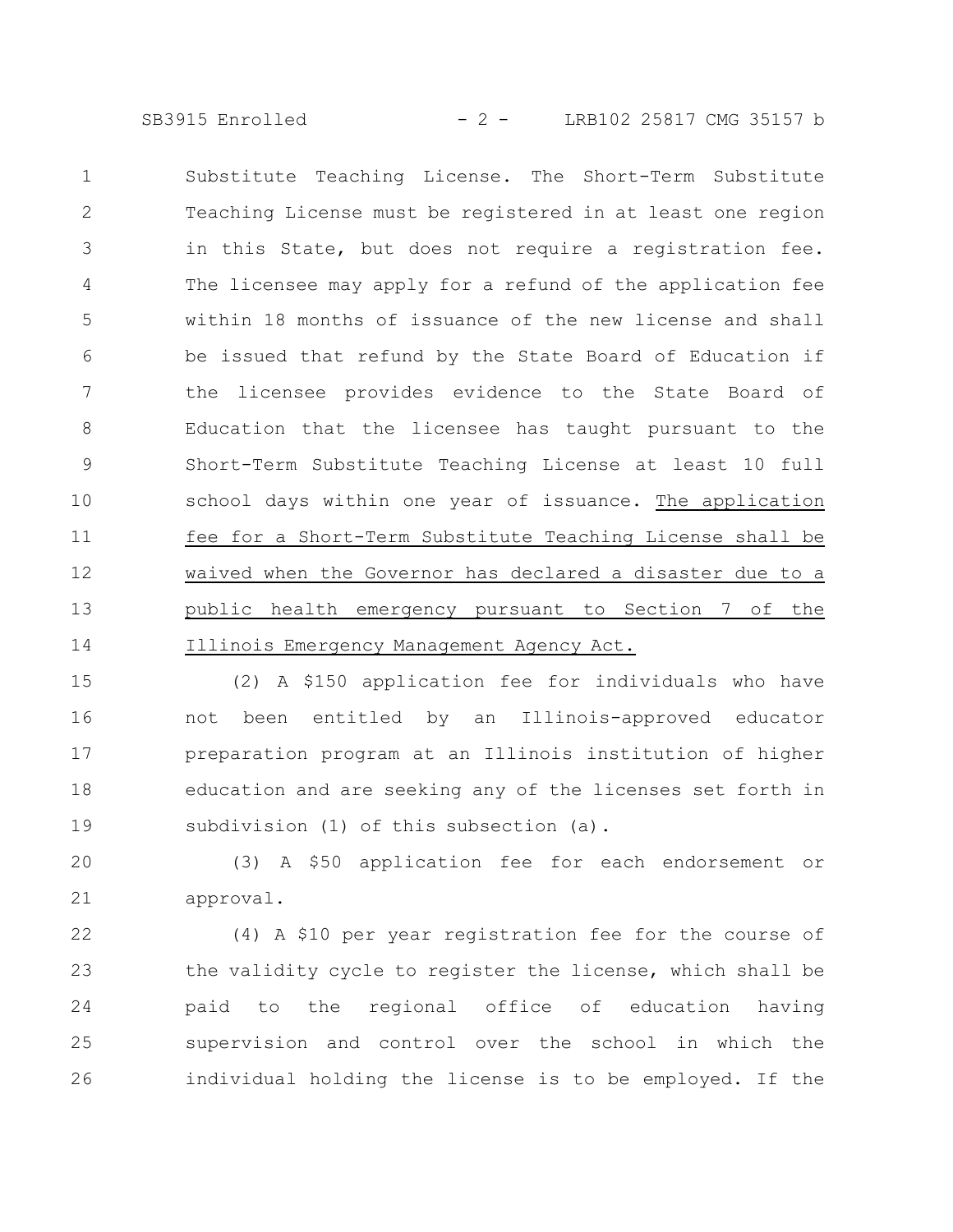Substitute Teaching License. The Short-Term Substitute Teaching License must be registered in at least one region in this State, but does not require a registration fee. The licensee may apply for a refund of the application fee within 18 months of issuance of the new license and shall be issued that refund by the State Board of Education if the licensee provides evidence to the State Board of Education that the licensee has taught pursuant to the Short-Term Substitute Teaching License at least 10 full school days within one year of issuance. <u>The application fee for a Short-Term Substitute Teaching License shall be waived when the Governor has declared a disaster due to a public health emergency pursuant to Section 7 of the Illinois Emergency Management Agency Act.</u>

(2) A $150 application fee for individuals who have not been entitled by an Illinois-approved educator preparation program at an Illinois institution of higher education and are seeking any of the licenses set forth in subdivision (1) of this subsection (a).

(3) A $50 application fee for each endorsement or approval.

(4) A $10 per year registration fee for the course of the validity cycle to register the license, which shall be paid to the regional office of education having supervision and control over the school in which the individual holding the license is to be employed. If the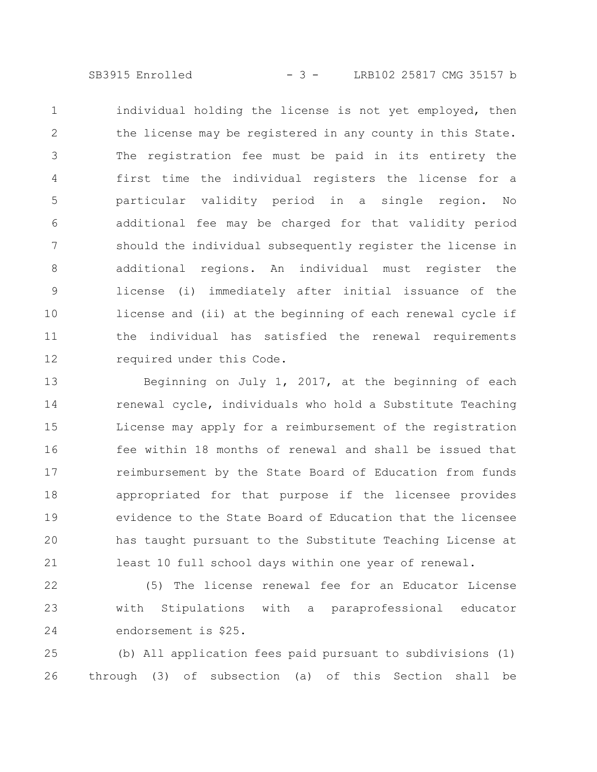individual holding the license is not yet employed, then the license may be registered in any county in this State. The registration fee must be paid in its entirety the first time the individual registers the license for a particular validity period in a single region. No additional fee may be charged for that validity period should the individual subsequently register the license in additional regions. An individual must register the license (i) immediately after initial issuance of the license and (ii) at the beginning of each renewal cycle if the individual has satisfied the renewal requirements required under this Code.

Beginning on July 1, 2017, at the beginning of each renewal cycle, individuals who hold a Substitute Teaching License may apply for a reimbursement of the registration fee within 18 months of renewal and shall be issued that reimbursement by the State Board of Education from funds appropriated for that purpose if the licensee provides evidence to the State Board of Education that the licensee has taught pursuant to the Substitute Teaching License at least 10 full school days within one year of renewal.

(5) The license renewal fee for an Educator License with Stipulations with a paraprofessional educator endorsement is $25.

(b) All application fees paid pursuant to subdivisions (1) through (3) of subsection (a) of this Section shall be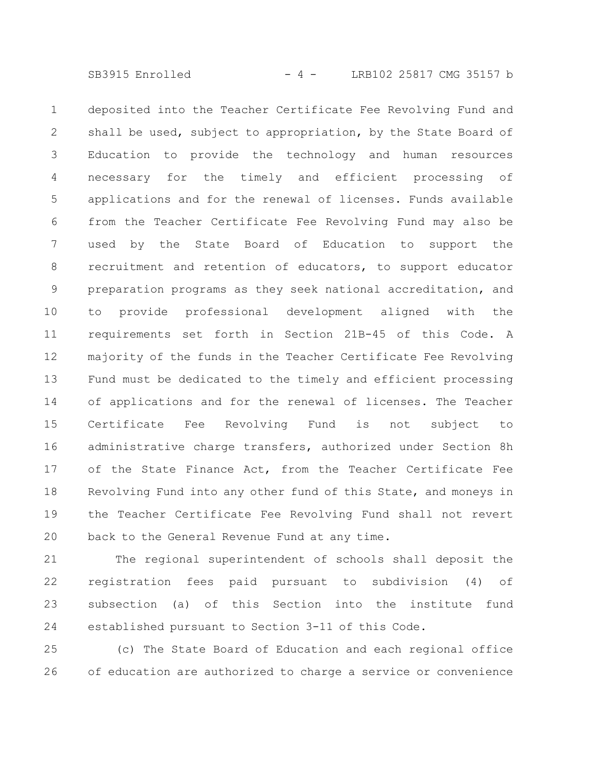deposited into the Teacher Certificate Fee Revolving Fund and shall be used, subject to appropriation, by the State Board of Education to provide the technology and human resources necessary for the timely and efficient processing of applications and for the renewal of licenses. Funds available from the Teacher Certificate Fee Revolving Fund may also be used by the State Board of Education to support the recruitment and retention of educators, to support educator preparation programs as they seek national accreditation, and to provide professional development aligned with the requirements set forth in Section 21B-45 of this Code. A majority of the funds in the Teacher Certificate Fee Revolving Fund must be dedicated to the timely and efficient processing of applications and for the renewal of licenses. The Teacher Certificate Fee Revolving Fund is not subject to administrative charge transfers, authorized under Section 8h of the State Finance Act, from the Teacher Certificate Fee Revolving Fund into any other fund of this State, and moneys in the Teacher Certificate Fee Revolving Fund shall not revert back to the General Revenue Fund at any time.

The regional superintendent of schools shall deposit the registration fees paid pursuant to subdivision (4) of subsection (a) of this Section into the institute fund established pursuant to Section 3-11 of this Code.

(c) The State Board of Education and each regional office of education are authorized to charge a service or convenience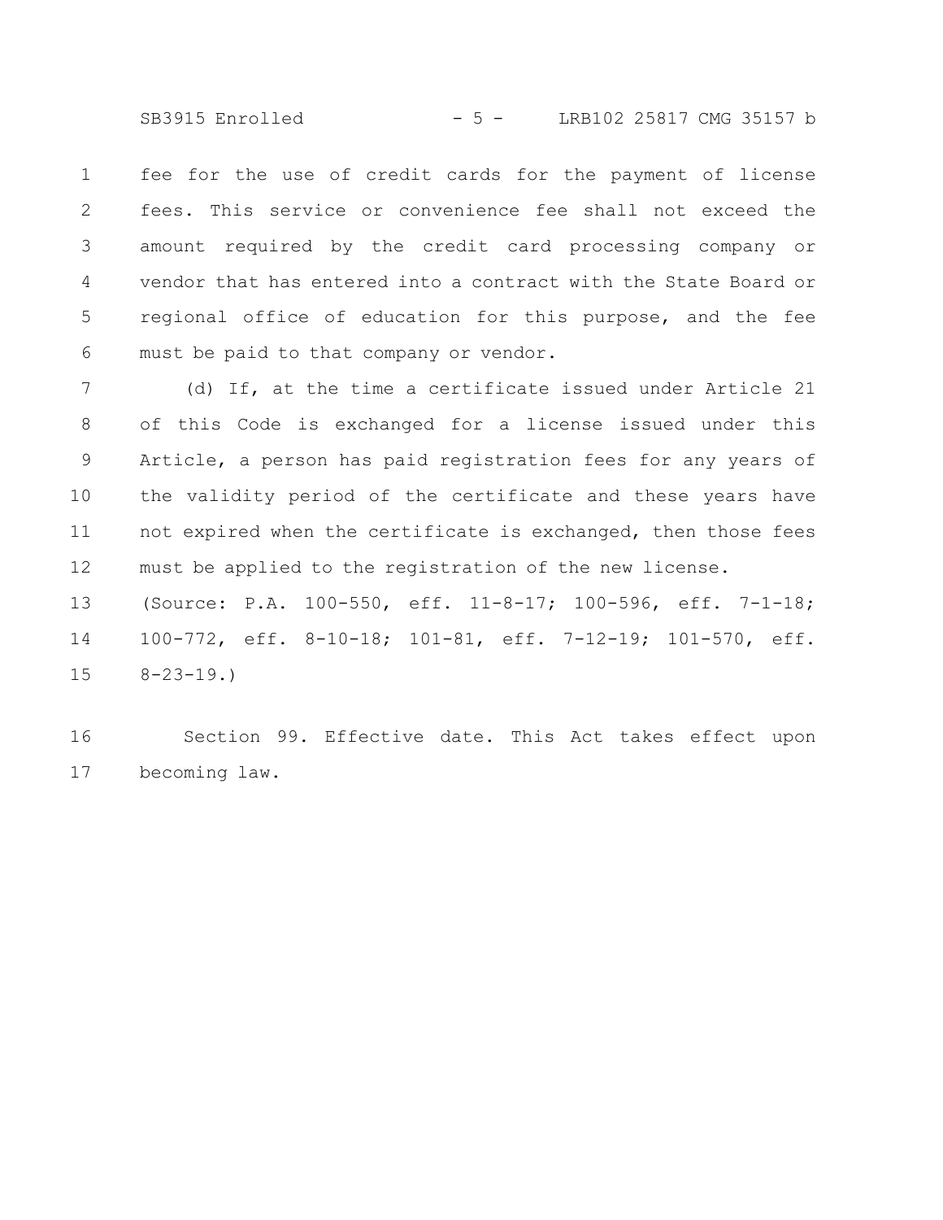fee for the use of credit cards for the payment of license fees. This service or convenience fee shall not exceed the amount required by the credit card processing company or vendor that has entered into a contract with the State Board or regional office of education for this purpose, and the fee must be paid to that company or vendor.

(d) If, at the time a certificate issued under Article 21 of this Code is exchanged for a license issued under this Article, a person has paid registration fees for any years of the validity period of the certificate and these years have not expired when the certificate is exchanged, then those fees must be applied to the registration of the new license.

(Source: P.A. 100-550, eff. 11-8-17; 100-596, eff. 7-1-18; 100-772, eff. 8-10-18; 101-81, eff. 7-12-19; 101-570, eff. 8-23-19.)

Section 99. Effective date. This Act takes effect upon becoming law.